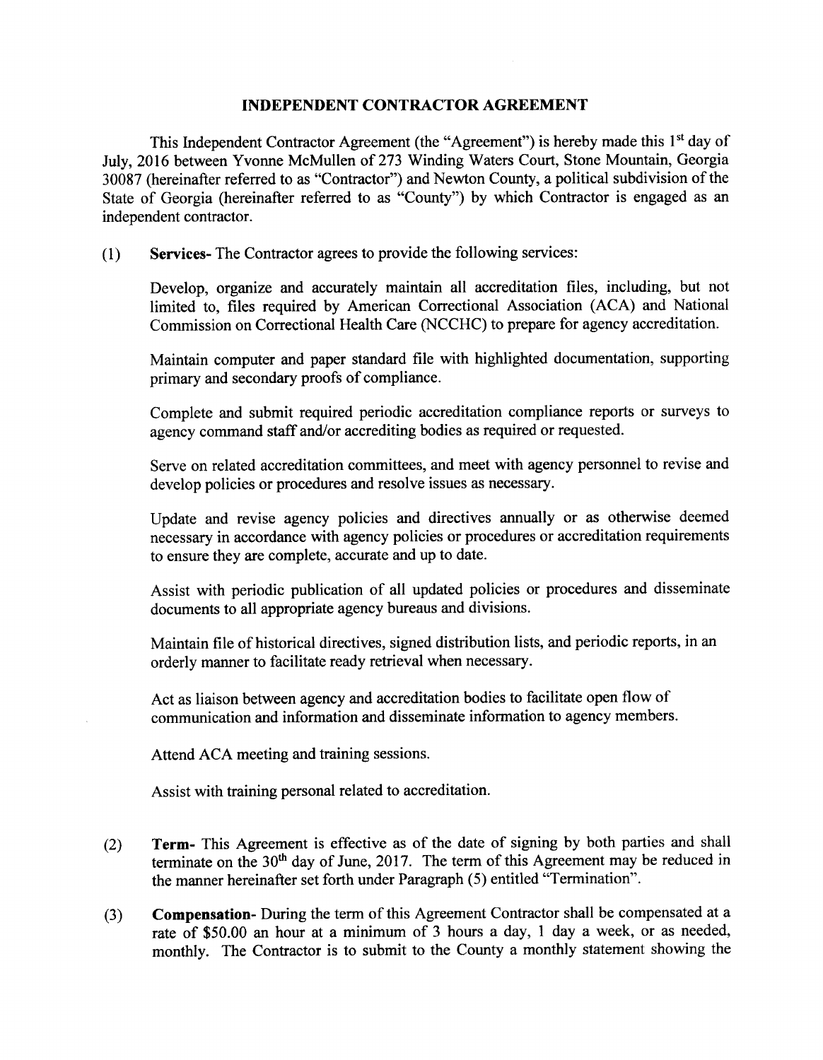# INDEPENDENT CONTRACTOR AGREEMENT

This Independent Contractor Agreement (the "Agreement") is hereby made this 1st day of July, 2016 between Yvonne McMullen of 273 Winding Waters Court, Stone Mountain, Georgia 30087 (hereinafter referred to as "Contractor") and Newton County, a political subdivision of the State of Georgia (hereinafter referred to as "County") by which Contractor is engaged as an independent contractor.

(1) **Services-** The Contractor agrees to provide the following services:

Develop, organize and accurately maintain all accreditation files, including, but not limited to, files required by American Correctional Association (ACA) and National Commission on Correctional Health Care (NCCHC) to prepare for agency accreditation.

Maintain computer and paper standard file with highlighted documentation, supporting primary and secondary proofs of compliance.

Complete and submit required periodic accreditation compliance reports or surveys to agency command staff and/or accrediting bodies as required or requested.

Serve on related accreditation committees, and meet with agency personnel to revise and develop policies or procedures and resolve issues as necessary.

Update and revise agency policies and directives annually or as otherwise deemed necessary in accordance with agency policies or procedures or accreditation requirements to ensure they are complete, accurate and up to date.

Assist with periodic publication of all updated policies or procedures and disseminate documents to all appropriate agency bureaus and divisions.

Maintain file of historical directives, signed distribution lists, and periodic reports, in an orderly manner to facilitate ready retrieval when necessary.

Act as liaison between agency and accreditation bodies to facilitate open flow of communication and information and disseminate information to agency members.

Attend ACA meeting and training sessions.

Assist with training personal related to accreditation.

(2) **Term-** This Agreement is effective as of the date of signing by both parties and shall terminate on the 30th day of June, 2017. The term of this Agreement may be reduced in the manner hereinafter set forth under Paragraph (5) entitled "Termination".

(3) **Compensation-** During the term of this Agreement Contractor shall be compensated at a rate of $50.00 an hour at a minimum of 3 hours a day, 1 day a week, or as needed, monthly. The Contractor is to submit to the County a monthly statement showing the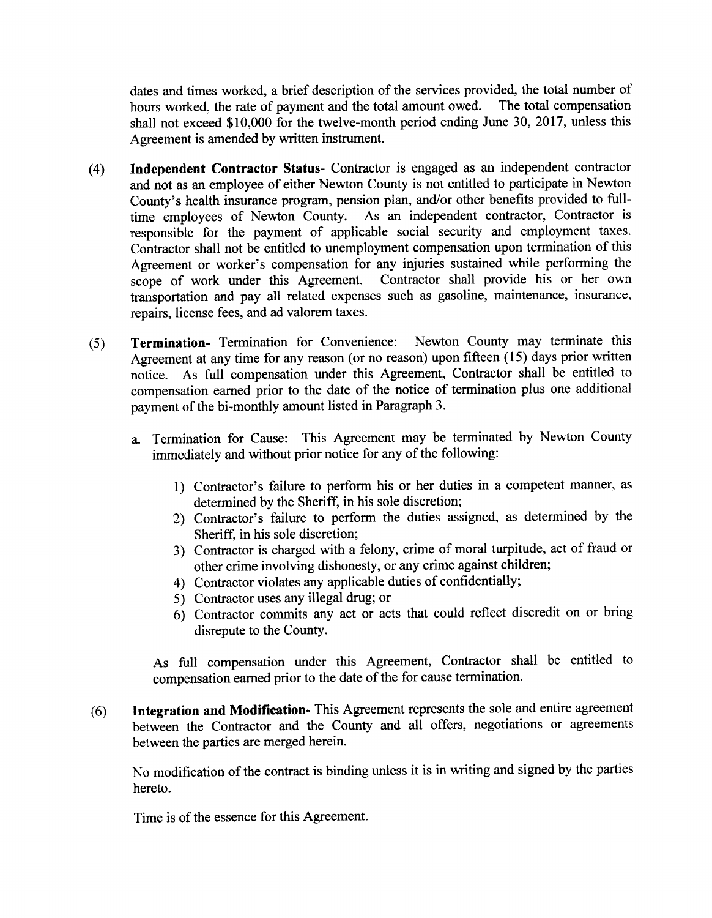dates and times worked, a brief description of the services provided, the total number of hours worked, the rate of payment and the total amount owed. The total compensation shall not exceed $10,000 for the twelve-month period ending June 30, 2017, unless this Agreement is amended by written instrument.

(4) **Independent Contractor Status-** Contractor is engaged as an independent contractor and not as an employee of either Newton County is not entitled to participate in Newton County's health insurance program, pension plan, and/or other benefits provided to full-time employees of Newton County. As an independent contractor, Contractor is responsible for the payment of applicable social security and employment taxes. Contractor shall not be entitled to unemployment compensation upon termination of this Agreement or worker's compensation for any injuries sustained while performing the scope of work under this Agreement. Contractor shall provide his or her own transportation and pay all related expenses such as gasoline, maintenance, insurance, repairs, license fees, and ad valorem taxes.

(5) **Termination-** Termination for Convenience: Newton County may terminate this Agreement at any time for any reason (or no reason) upon fifteen (15) days prior written notice. As full compensation under this Agreement, Contractor shall be entitled to compensation earned prior to the date of the notice of termination plus one additional payment of the bi-monthly amount listed in Paragraph 3.

a. Termination for Cause: This Agreement may be terminated by Newton County immediately and without prior notice for any of the following:

1) Contractor's failure to perform his or her duties in a competent manner, as determined by the Sheriff, in his sole discretion;
2) Contractor's failure to perform the duties assigned, as determined by the Sheriff, in his sole discretion;
3) Contractor is charged with a felony, crime of moral turpitude, act of fraud or other crime involving dishonesty, or any crime against children;
4) Contractor violates any applicable duties of confidentially;
5) Contractor uses any illegal drug; or
6) Contractor commits any act or acts that could reflect discredit on or bring disrepute to the County.

As full compensation under this Agreement, Contractor shall be entitled to compensation earned prior to the date of the for cause termination.

(6) **Integration and Modification-** This Agreement represents the sole and entire agreement between the Contractor and the County and all offers, negotiations or agreements between the parties are merged herein.

No modification of the contract is binding unless it is in writing and signed by the parties hereto.

Time is of the essence for this Agreement.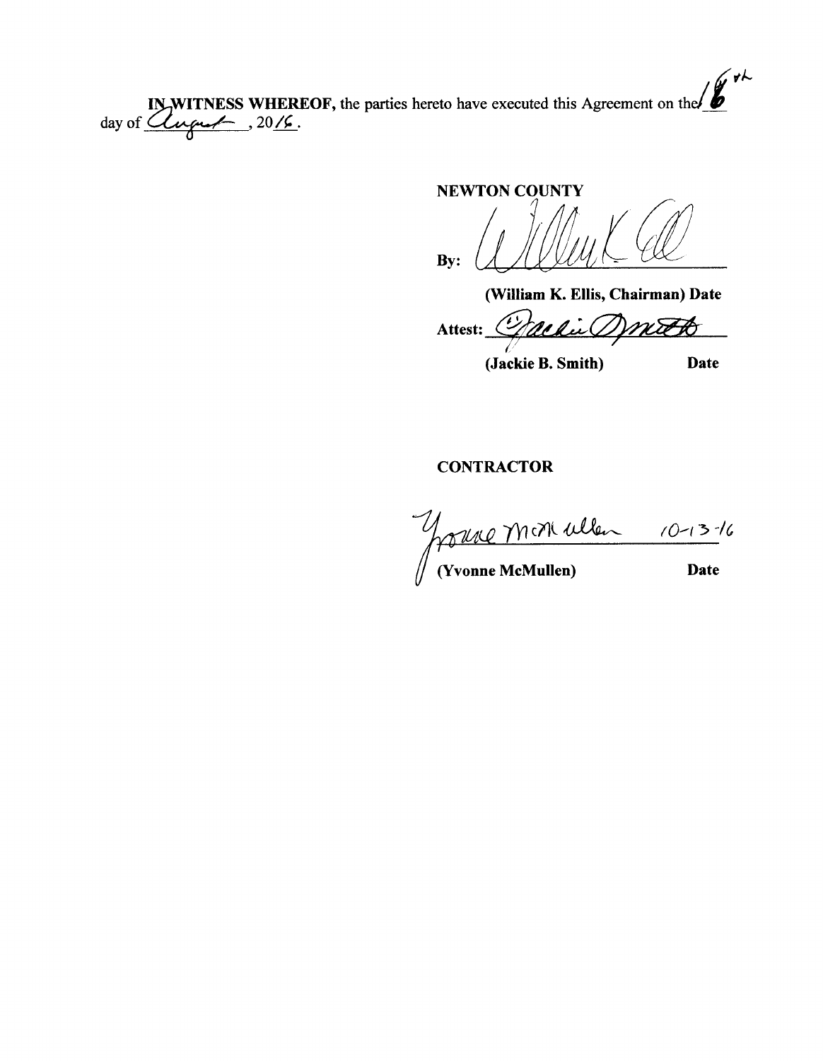**IN WITNESS WHEREOF,** the parties hereto have executed this Agreement on the 16th day of August, 2016.

**NEWTON COUNTY**

By: ______________________________

**(William K. Ellis, Chairman) Date**

Attest: ______________________________

**(Jackie B. Smith) Date**

**CONTRACTOR**

______________________________ 10-13-16

**(Yvonne McMullen) Date**